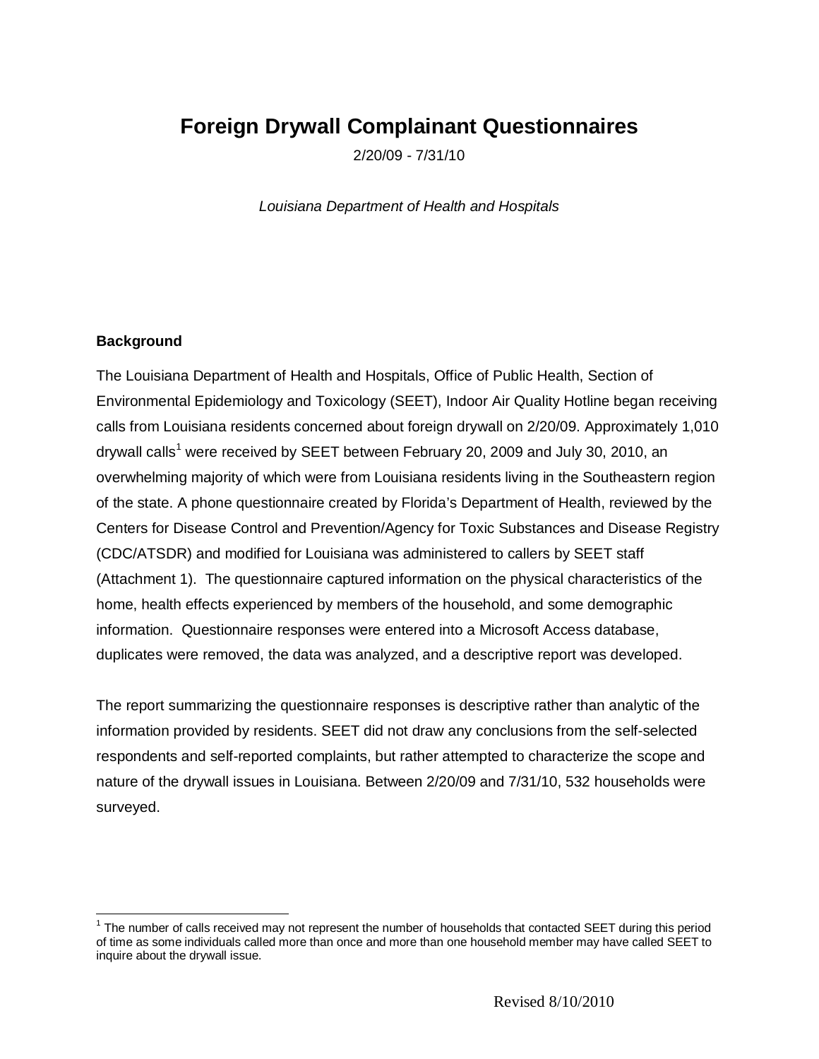# Foreign Drywall Complainant Questionnaires

2/20/09 - 7/31/10

*Louisiana Department of Health and Hospitals*

### Background

The Louisiana Department of Health and Hospitals, Office of Public Health, Section of Environmental Epidemiology and Toxicology (SEET), Indoor Air Quality Hotline began receiving calls from Louisiana residents concerned about foreign drywall on 2/20/09. Approximately 1,010 drywall calls[1] were received by SEET between February 20, 2009 and July 30, 2010, an overwhelming majority of which were from Louisiana residents living in the Southeastern region of the state. A phone questionnaire created by Florida's Department of Health, reviewed by the Centers for Disease Control and Prevention/Agency for Toxic Substances and Disease Registry (CDC/ATSDR) and modified for Louisiana was administered to callers by SEET staff (Attachment 1). The questionnaire captured information on the physical characteristics of the home, health effects experienced by members of the household, and some demographic information. Questionnaire responses were entered into a Microsoft Access database, duplicates were removed, the data was analyzed, and a descriptive report was developed.

The report summarizing the questionnaire responses is descriptive rather than analytic of the information provided by residents. SEET did not draw any conclusions from the self-selected respondents and self-reported complaints, but rather attempted to characterize the scope and nature of the drywall issues in Louisiana. Between 2/20/09 and 7/31/10, 532 households were surveyed.

[1] The number of calls received may not represent the number of households that contacted SEET during this period of time as some individuals called more than once and more than one household member may have called SEET to inquire about the drywall issue.

Revised 8/10/2010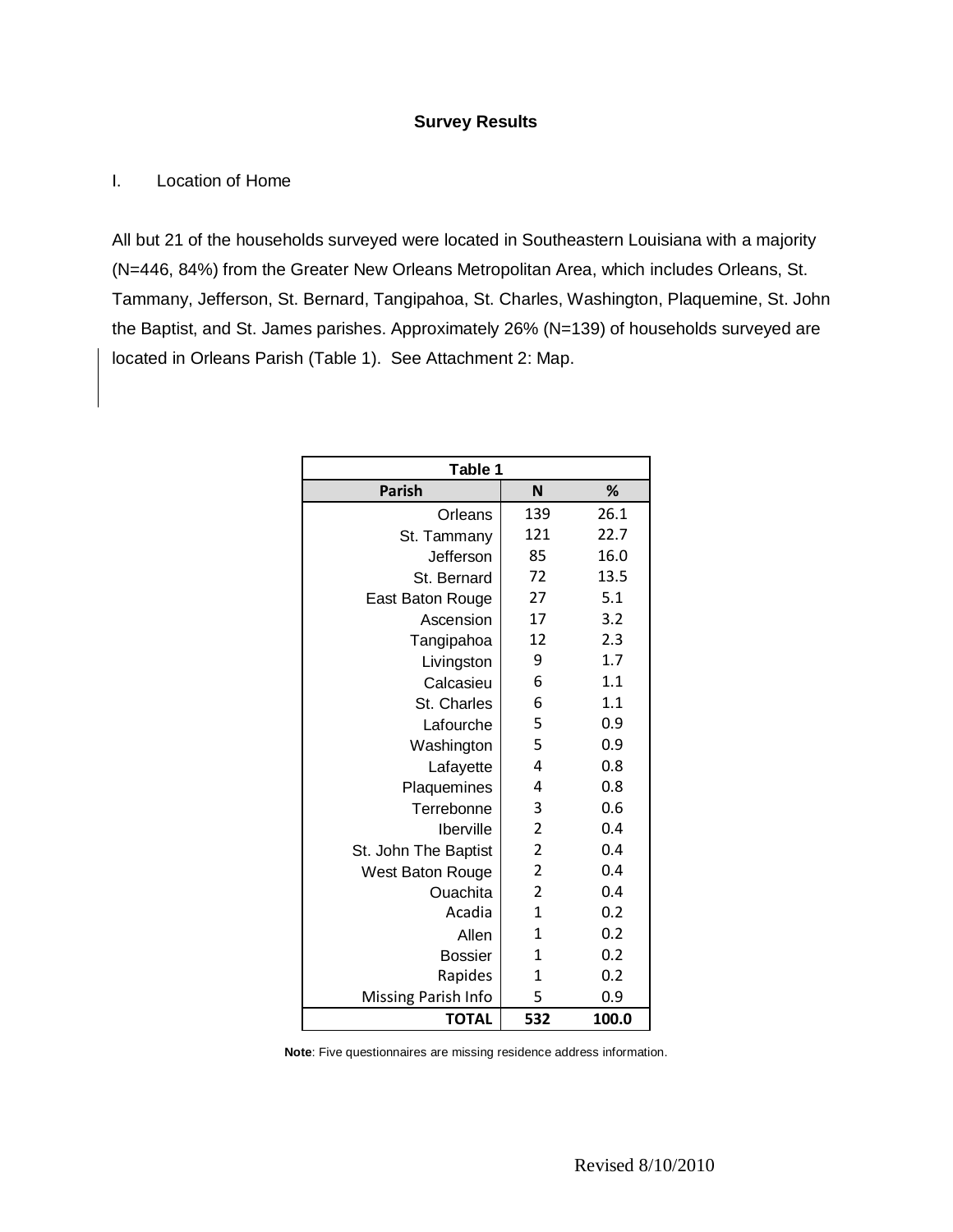## Survey Results

### I. Location of Home

All but 21 of the households surveyed were located in Southeastern Louisiana with a majority (N=446, 84%) from the Greater New Orleans Metropolitan Area, which includes Orleans, St. Tammany, Jefferson, St. Bernard, Tangipahoa, St. Charles, Washington, Plaquemine, St. John the Baptist, and St. James parishes. Approximately 26% (N=139) of households surveyed are located in Orleans Parish (Table 1). See Attachment 2: Map.

**Table 1**

| Parish | N | % |
|---|---|---|
| Orleans | 139 | 26.1 |
| St. Tammany | 121 | 22.7 |
| Jefferson | 85 | 16.0 |
| St. Bernard | 72 | 13.5 |
| East Baton Rouge | 27 | 5.1 |
| Ascension | 17 | 3.2 |
| Tangipahoa | 12 | 2.3 |
| Livingston | 9 | 1.7 |
| Calcasieu | 6 | 1.1 |
| St. Charles | 6 | 1.1 |
| Lafourche | 5 | 0.9 |
| Washington | 5 | 0.9 |
| Lafayette | 4 | 0.8 |
| Plaquemines | 4 | 0.8 |
| Terrebonne | 3 | 0.6 |
| Iberville | 2 | 0.4 |
| St. John The Baptist | 2 | 0.4 |
| West Baton Rouge | 2 | 0.4 |
| Ouachita | 2 | 0.4 |
| Acadia | 1 | 0.2 |
| Allen | 1 | 0.2 |
| Bossier | 1 | 0.2 |
| Rapides | 1 | 0.2 |
| Missing Parish Info | 5 | 0.9 |
| **TOTAL** | **532** | **100.0** |

**Note**: Five questionnaires are missing residence address information.

Revised 8/10/2010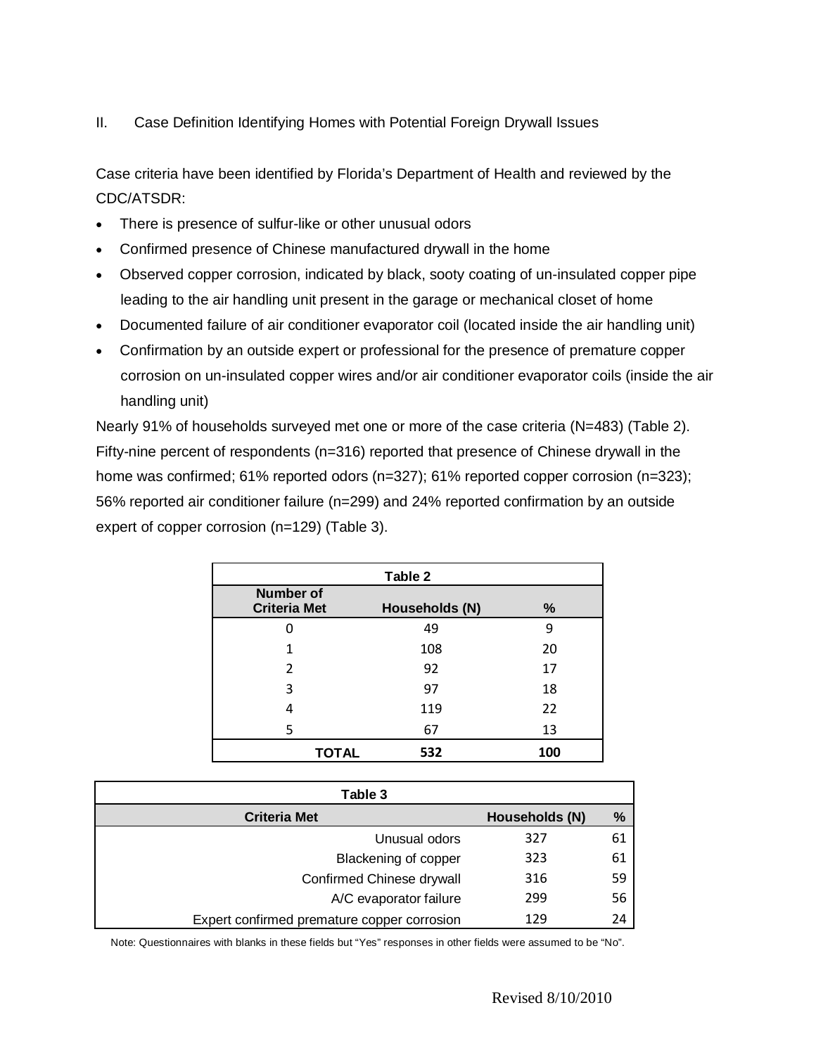## II. Case Definition Identifying Homes with Potential Foreign Drywall Issues

Case criteria have been identified by Florida's Department of Health and reviewed by the CDC/ATSDR:

- There is presence of sulfur-like or other unusual odors
- Confirmed presence of Chinese manufactured drywall in the home
- Observed copper corrosion, indicated by black, sooty coating of un-insulated copper pipe leading to the air handling unit present in the garage or mechanical closet of home
- Documented failure of air conditioner evaporator coil (located inside the air handling unit)
- Confirmation by an outside expert or professional for the presence of premature copper corrosion on un-insulated copper wires and/or air conditioner evaporator coils (inside the air handling unit)

Nearly 91% of households surveyed met one or more of the case criteria (N=483) (Table 2). Fifty-nine percent of respondents (n=316) reported that presence of Chinese drywall in the home was confirmed; 61% reported odors (n=327); 61% reported copper corrosion (n=323); 56% reported air conditioner failure (n=299) and 24% reported confirmation by an outside expert of copper corrosion (n=129) (Table 3).

**Table 2**

| Number of Criteria Met | Households (N) | % |
|---|---|---|
| 0 | 49 | 9 |
| 1 | 108 | 20 |
| 2 | 92 | 17 |
| 3 | 97 | 18 |
| 4 | 119 | 22 |
| 5 | 67 | 13 |
| **TOTAL** | **532** | **100** |

**Table 3**

| Criteria Met | Households (N) | % |
|---|---|---|
| Unusual odors | 327 | 61 |
| Blackening of copper | 323 | 61 |
| Confirmed Chinese drywall | 316 | 59 |
| A/C evaporator failure | 299 | 56 |
| Expert confirmed premature copper corrosion | 129 | 24 |

Note: Questionnaires with blanks in these fields but "Yes" responses in other fields were assumed to be "No".

Revised 8/10/2010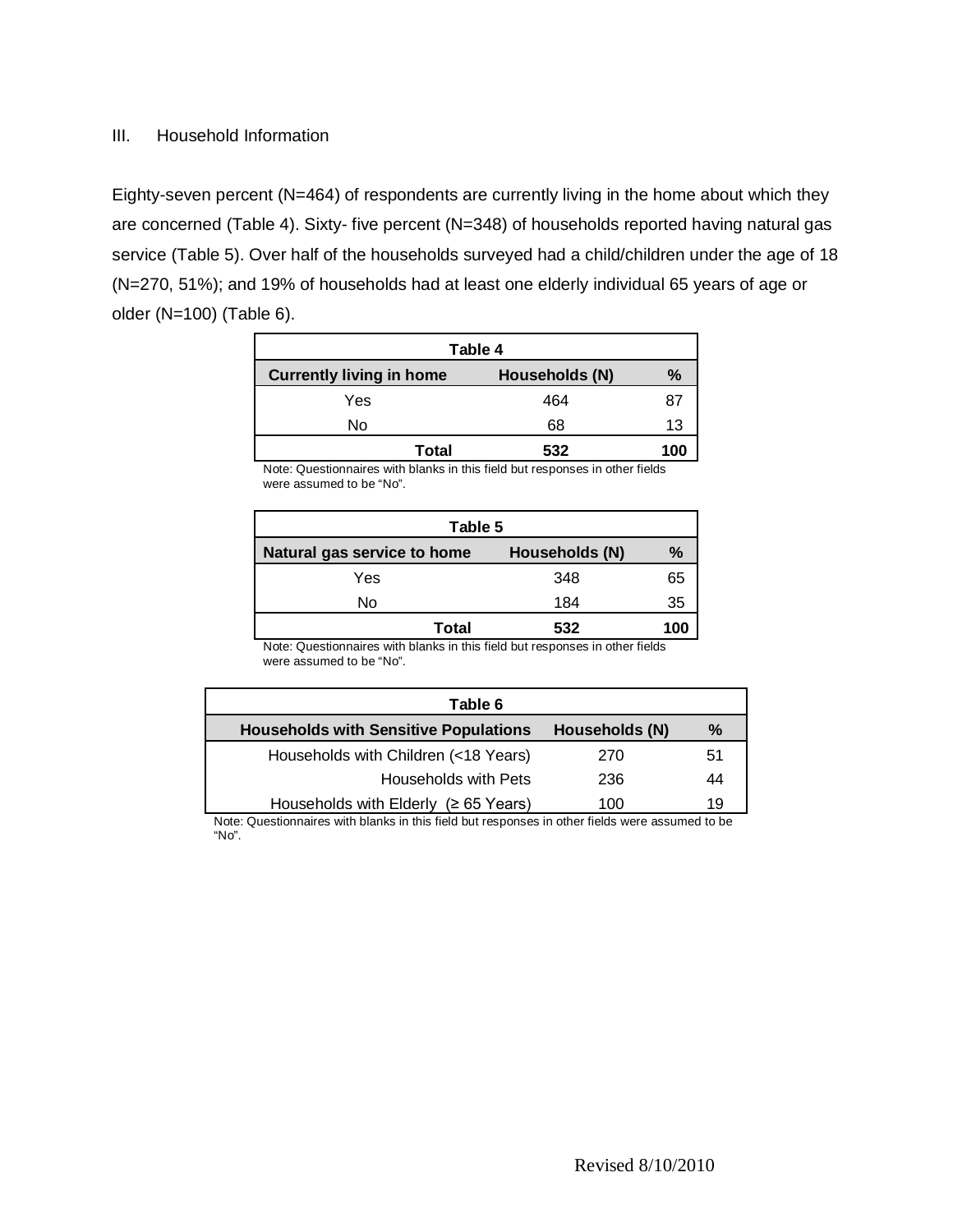## III. Household Information

Eighty-seven percent (N=464) of respondents are currently living in the home about which they are concerned (Table 4). Sixty- five percent (N=348) of households reported having natural gas service (Table 5). Over half of the households surveyed had a child/children under the age of 18 (N=270, 51%); and 19% of households had at least one elderly individual 65 years of age or older (N=100) (Table 6).

| **Table 4** | | |
|---|---|---|
| **Currently living in home** | **Households (N)** | **%** |
| Yes | 464 | 87 |
| No | 68 | 13 |
| **Total** | **532** | **100** |

Note: Questionnaires with blanks in this field but responses in other fields were assumed to be "No".

| **Table 5** | | |
|---|---|---|
| **Natural gas service to home** | **Households (N)** | **%** |
| Yes | 348 | 65 |
| No | 184 | 35 |
| **Total** | **532** | **100** |

Note: Questionnaires with blanks in this field but responses in other fields were assumed to be "No".

| **Table 6** | | |
|---|---|---|
| **Households with Sensitive Populations** | **Households (N)** | **%** |
| Households with Children (<18 Years) | 270 | 51 |
| Households with Pets | 236 | 44 |
| Households with Elderly (≥ 65 Years) | 100 | 19 |

Note: Questionnaires with blanks in this field but responses in other fields were assumed to be "No".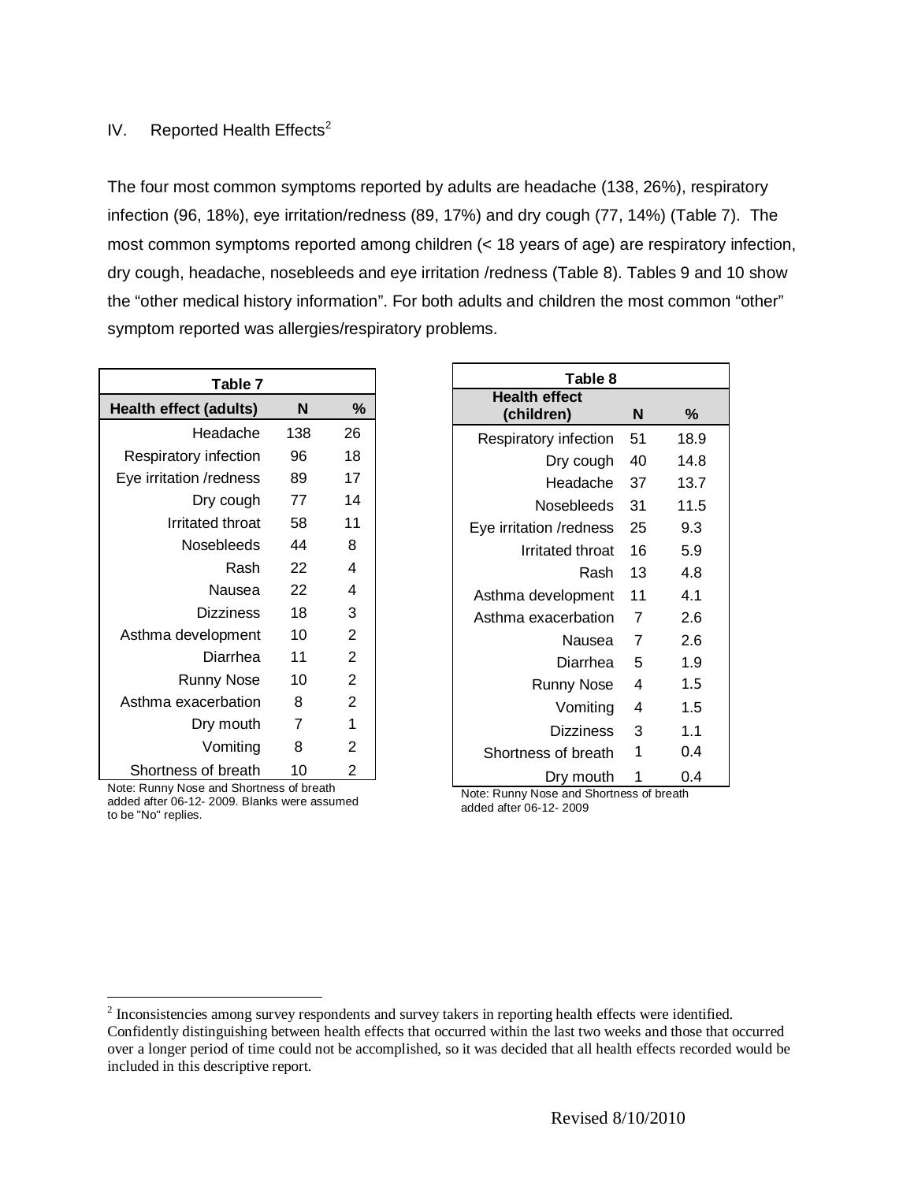## IV. Reported Health Effects[2]

The four most common symptoms reported by adults are headache (138, 26%), respiratory infection (96, 18%), eye irritation/redness (89, 17%) and dry cough (77, 14%) (Table 7). The most common symptoms reported among children (< 18 years of age) are respiratory infection, dry cough, headache, nosebleeds and eye irritation /redness (Table 8). Tables 9 and 10 show the "other medical history information". For both adults and children the most common "other" symptom reported was allergies/respiratory problems.

**Table 7**

| Health effect (adults) | N | % |
|---|---|---|
| Headache | 138 | 26 |
| Respiratory infection | 96 | 18 |
| Eye irritation /redness | 89 | 17 |
| Dry cough | 77 | 14 |
| Irritated throat | 58 | 11 |
| Nosebleeds | 44 | 8 |
| Rash | 22 | 4 |
| Nausea | 22 | 4 |
| Dizziness | 18 | 3 |
| Asthma development | 10 | 2 |
| Diarrhea | 11 | 2 |
| Runny Nose | 10 | 2 |
| Asthma exacerbation | 8 | 2 |
| Dry mouth | 7 | 1 |
| Vomiting | 8 | 2 |
| Shortness of breath | 10 | 2 |

Note: Runny Nose and Shortness of breath added after 06-12- 2009. Blanks were assumed to be "No" replies.

**Table 8**

| Health effect (children) | N | % |
|---|---|---|
| Respiratory infection | 51 | 18.9 |
| Dry cough | 40 | 14.8 |
| Headache | 37 | 13.7 |
| Nosebleeds | 31 | 11.5 |
| Eye irritation /redness | 25 | 9.3 |
| Irritated throat | 16 | 5.9 |
| Rash | 13 | 4.8 |
| Asthma development | 11 | 4.1 |
| Asthma exacerbation | 7 | 2.6 |
| Nausea | 7 | 2.6 |
| Diarrhea | 5 | 1.9 |
| Runny Nose | 4 | 1.5 |
| Vomiting | 4 | 1.5 |
| Dizziness | 3 | 1.1 |
| Shortness of breath | 1 | 0.4 |
| Dry mouth | 1 | 0.4 |

Note: Runny Nose and Shortness of breath added after 06-12- 2009

[2] Inconsistencies among survey respondents and survey takers in reporting health effects were identified. Confidently distinguishing between health effects that occurred within the last two weeks and those that occurred over a longer period of time could not be accomplished, so it was decided that all health effects recorded would be included in this descriptive report.

Revised 8/10/2010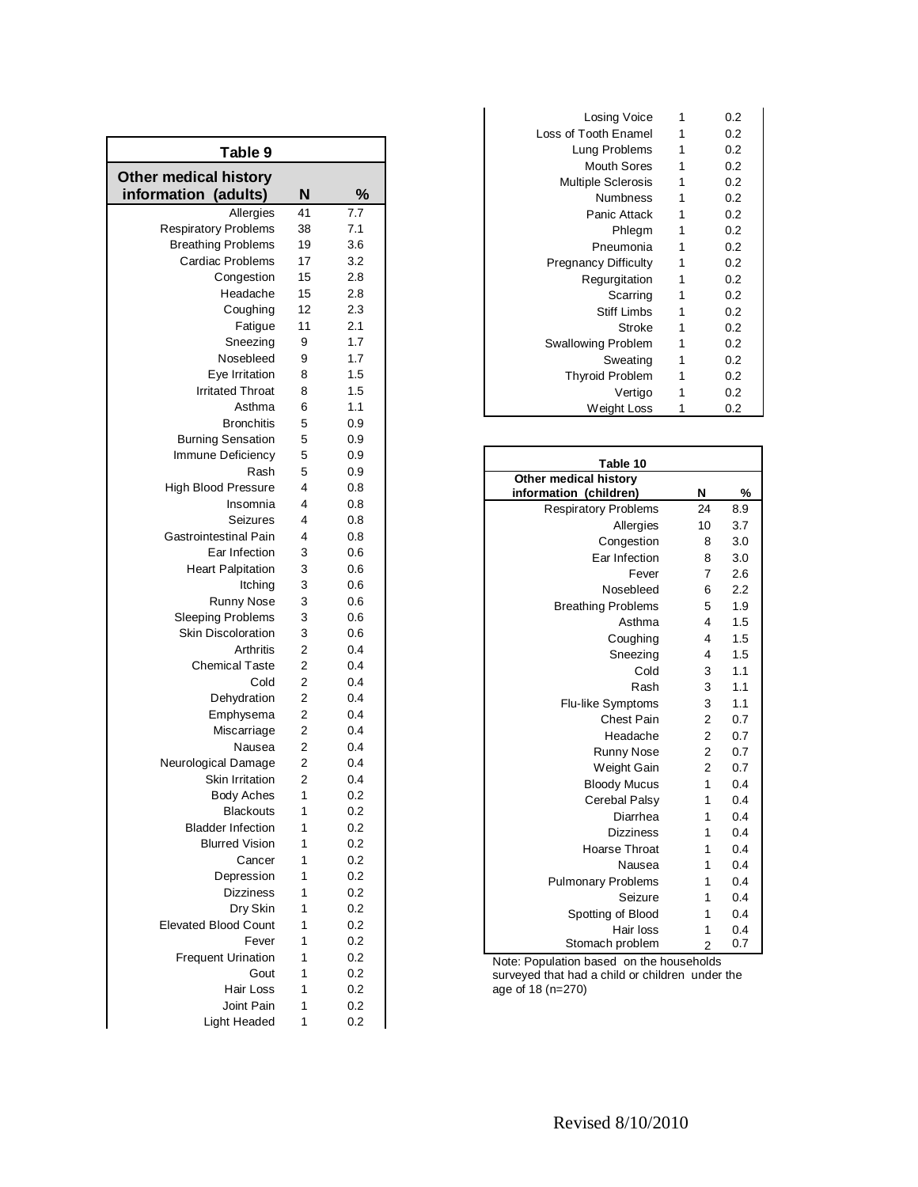**Table 9**

| Other medical history information (adults) | N | % |
|---|---|---|
| Allergies | 41 | 7.7 |
| Respiratory Problems | 38 | 7.1 |
| Breathing Problems | 19 | 3.6 |
| Cardiac Problems | 17 | 3.2 |
| Congestion | 15 | 2.8 |
| Headache | 15 | 2.8 |
| Coughing | 12 | 2.3 |
| Fatigue | 11 | 2.1 |
| Sneezing | 9 | 1.7 |
| Nosebleed | 9 | 1.7 |
| Eye Irritation | 8 | 1.5 |
| Irritated Throat | 8 | 1.5 |
| Asthma | 6 | 1.1 |
| Bronchitis | 5 | 0.9 |
| Burning Sensation | 5 | 0.9 |
| Immune Deficiency | 5 | 0.9 |
| Rash | 5 | 0.9 |
| High Blood Pressure | 4 | 0.8 |
| Insomnia | 4 | 0.8 |
| Seizures | 4 | 0.8 |
| Gastrointestinal Pain | 4 | 0.8 |
| Ear Infection | 3 | 0.6 |
| Heart Palpitation | 3 | 0.6 |
| Itching | 3 | 0.6 |
| Runny Nose | 3 | 0.6 |
| Sleeping Problems | 3 | 0.6 |
| Skin Discoloration | 3 | 0.6 |
| Arthritis | 2 | 0.4 |
| Chemical Taste | 2 | 0.4 |
| Cold | 2 | 0.4 |
| Dehydration | 2 | 0.4 |
| Emphysema | 2 | 0.4 |
| Miscarriage | 2 | 0.4 |
| Nausea | 2 | 0.4 |
| Neurological Damage | 2 | 0.4 |
| Skin Irritation | 2 | 0.4 |
| Body Aches | 1 | 0.2 |
| Blackouts | 1 | 0.2 |
| Bladder Infection | 1 | 0.2 |
| Blurred Vision | 1 | 0.2 |
| Cancer | 1 | 0.2 |
| Depression | 1 | 0.2 |
| Dizziness | 1 | 0.2 |
| Dry Skin | 1 | 0.2 |
| Elevated Blood Count | 1 | 0.2 |
| Fever | 1 | 0.2 |
| Frequent Urination | 1 | 0.2 |
| Gout | 1 | 0.2 |
| Hair Loss | 1 | 0.2 |
| Joint Pain | 1 | 0.2 |
| Light Headed | 1 | 0.2 |
| Losing Voice | 1 | 0.2 |
| Loss of Tooth Enamel | 1 | 0.2 |
| Lung Problems | 1 | 0.2 |
| Mouth Sores | 1 | 0.2 |
| Multiple Sclerosis | 1 | 0.2 |
| Numbness | 1 | 0.2 |
| Panic Attack | 1 | 0.2 |
| Phlegm | 1 | 0.2 |
| Pneumonia | 1 | 0.2 |
| Pregnancy Difficulty | 1 | 0.2 |
| Regurgitation | 1 | 0.2 |
| Scarring | 1 | 0.2 |
| Stiff Limbs | 1 | 0.2 |
| Stroke | 1 | 0.2 |
| Swallowing Problem | 1 | 0.2 |
| Sweating | 1 | 0.2 |
| Thyroid Problem | 1 | 0.2 |
| Vertigo | 1 | 0.2 |
| Weight Loss | 1 | 0.2 |

**Table 10**

| Other medical history information (children) | N | % |
|---|---|---|
| Respiratory Problems | 24 | 8.9 |
| Allergies | 10 | 3.7 |
| Congestion | 8 | 3.0 |
| Ear Infection | 8 | 3.0 |
| Fever | 7 | 2.6 |
| Nosebleed | 6 | 2.2 |
| Breathing Problems | 5 | 1.9 |
| Asthma | 4 | 1.5 |
| Coughing | 4 | 1.5 |
| Sneezing | 4 | 1.5 |
| Cold | 3 | 1.1 |
| Rash | 3 | 1.1 |
| Flu-like Symptoms | 3 | 1.1 |
| Chest Pain | 2 | 0.7 |
| Headache | 2 | 0.7 |
| Runny Nose | 2 | 0.7 |
| Weight Gain | 2 | 0.7 |
| Bloody Mucus | 1 | 0.4 |
| Cerebral Palsy | 1 | 0.4 |
| Diarrhea | 1 | 0.4 |
| Dizziness | 1 | 0.4 |
| Hoarse Throat | 1 | 0.4 |
| Nausea | 1 | 0.4 |
| Pulmonary Problems | 1 | 0.4 |
| Seizure | 1 | 0.4 |
| Spotting of Blood | 1 | 0.4 |
| Hair loss | 1 | 0.4 |
| Stomach problem | 2 | 0.7 |

Note: Population based on the households surveyed that had a child or children under the age of 18 (n=270)

Revised 8/10/2010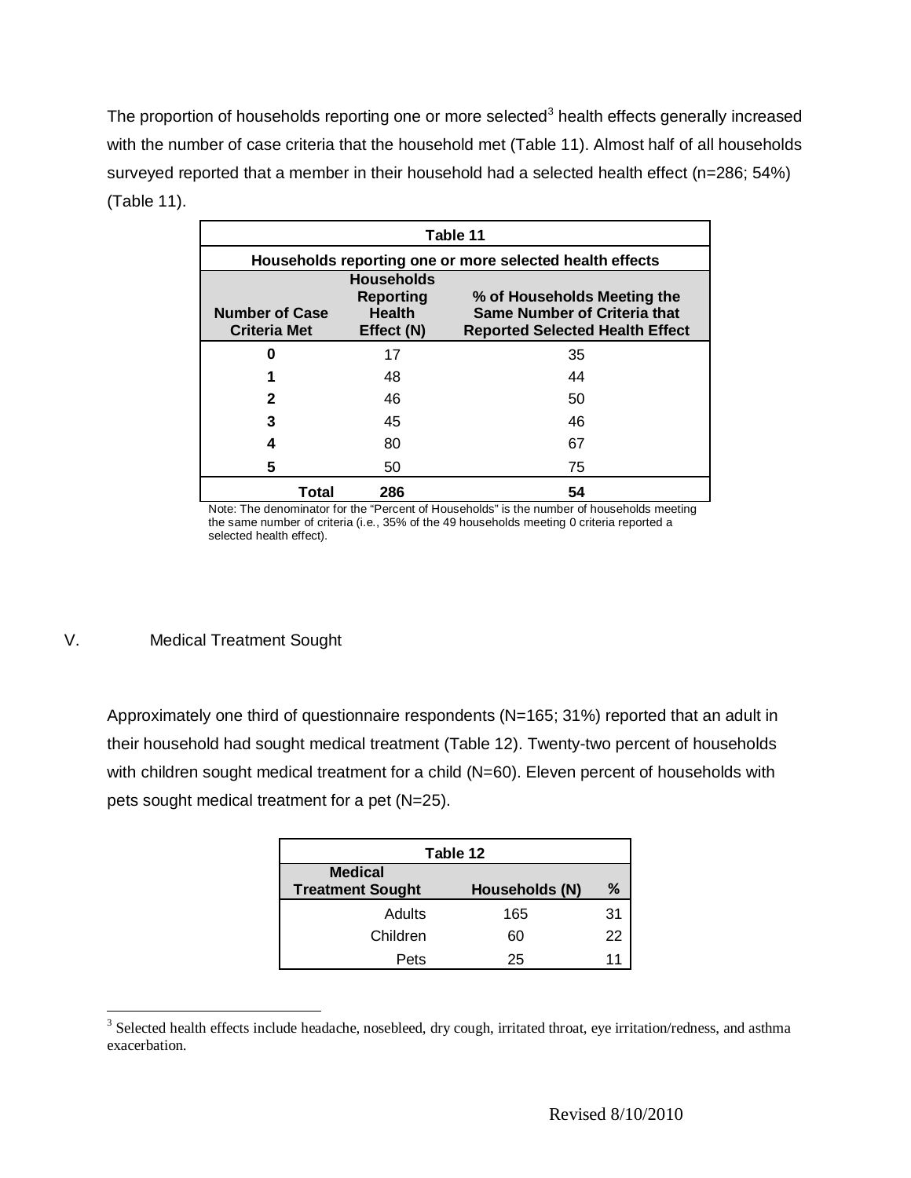The proportion of households reporting one or more selected[3] health effects generally increased with the number of case criteria that the household met (Table 11). Almost half of all households surveyed reported that a member in their household had a selected health effect (n=286; 54%) (Table 11).

| Table 11 | | |
|---|---|---|
| **Households reporting one or more selected health effects** | | |
| **Number of Case Criteria Met** | **Households Reporting Health Effect (N)** | **% of Households Meeting the Same Number of Criteria that Reported Selected Health Effect** |
| **0** | 17 | 35 |
| **1** | 48 | 44 |
| **2** | 46 | 50 |
| **3** | 45 | 46 |
| **4** | 80 | 67 |
| **5** | 50 | 75 |
| **Total** | **286** | **54** |

Note: The denominator for the "Percent of Households" is the number of households meeting the same number of criteria (i.e., 35% of the 49 households meeting 0 criteria reported a selected health effect).

## V. Medical Treatment Sought

Approximately one third of questionnaire respondents (N=165; 31%) reported that an adult in their household had sought medical treatment (Table 12). Twenty-two percent of households with children sought medical treatment for a child (N=60). Eleven percent of households with pets sought medical treatment for a pet (N=25).

| Table 12 | | |
|---|---|---|
| **Medical Treatment Sought** | **Households (N)** | **%** |
| Adults | 165 | 31 |
| Children | 60 | 22 |
| Pets | 25 | 11 |

[3] Selected health effects include headache, nosebleed, dry cough, irritated throat, eye irritation/redness, and asthma exacerbation.

Revised 8/10/2010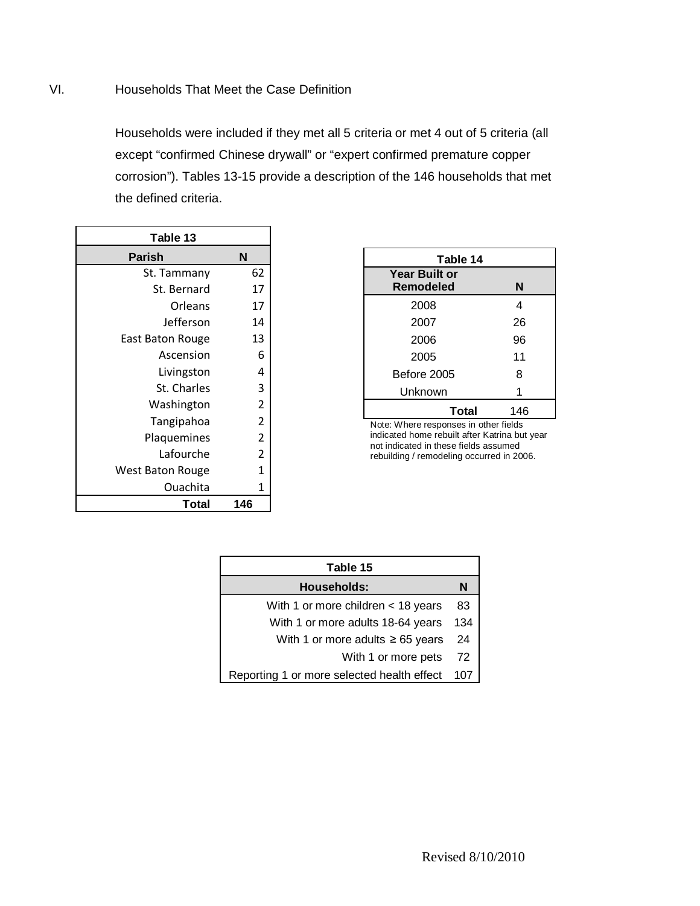## VI. Households That Meet the Case Definition

Households were included if they met all 5 criteria or met 4 out of 5 criteria (all except "confirmed Chinese drywall" or "expert confirmed premature copper corrosion"). Tables 13-15 provide a description of the 146 households that met the defined criteria.

**Table 13**

| Parish | N |
|---|---|
| St. Tammany | 62 |
| St. Bernard | 17 |
| Orleans | 17 |
| Jefferson | 14 |
| East Baton Rouge | 13 |
| Ascension | 6 |
| Livingston | 4 |
| St. Charles | 3 |
| Washington | 2 |
| Tangipahoa | 2 |
| Plaquemines | 2 |
| Lafourche | 2 |
| West Baton Rouge | 1 |
| Ouachita | 1 |
| **Total** | **146** |

**Table 14**

| Year Built or Remodeled | N |
|---|---|
| 2008 | 4 |
| 2007 | 26 |
| 2006 | 96 |
| 2005 | 11 |
| Before 2005 | 8 |
| Unknown | 1 |
| **Total** | 146 |

Note: Where responses in other fields indicated home rebuilt after Katrina but year not indicated in these fields assumed rebuilding / remodeling occurred in 2006.

**Table 15**

| Households: | N |
|---|---|
| With 1 or more children < 18 years | 83 |
| With 1 or more adults 18-64 years | 134 |
| With 1 or more adults ≥ 65 years | 24 |
| With 1 or more pets | 72 |
| Reporting 1 or more selected health effect | 107 |

Revised 8/10/2010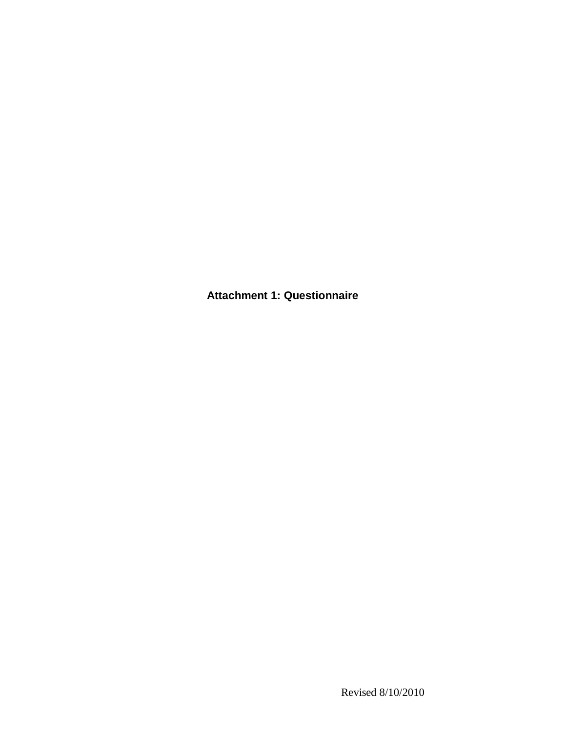**Attachment 1: Questionnaire**

Revised 8/10/2010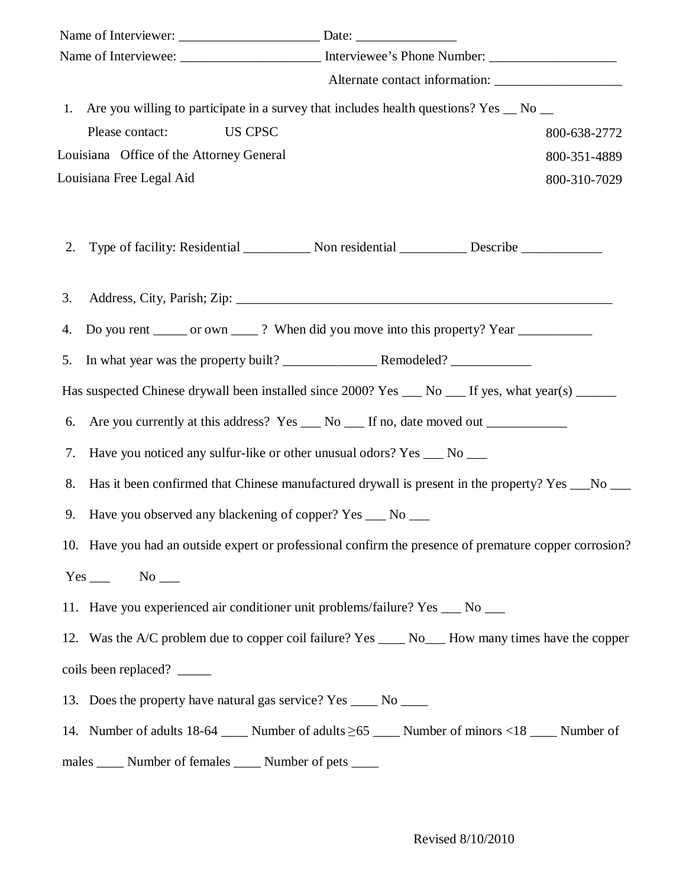Name of Interviewer: ____________________ Date: ______________

Name of Interviewee: ____________________ Interviewee's Phone Number: __________________

Alternate contact information: ___________________

1. Are you willing to participate in a survey that includes health questions? Yes __ No __

| Please contact: | US CPSC | 800-638-2772 |
|---|---|---|
| Louisiana Office of the Attorney General | | 800-351-4889 |
| Louisiana Free Legal Aid | | 800-310-7029 |

2. Type of facility: Residential __________ Non residential __________ Describe ____________

3. Address, City, Parish; Zip: ________________________________________________________

4. Do you rent _____ or own ____ ? When did you move into this property? Year ___________

5. In what year was the property built? ______________ Remodeled? ____________

Has suspected Chinese drywall been installed since 2000? Yes ___ No ___ If yes, what year(s) ______

6. Are you currently at this address? Yes ___ No ___ If no, date moved out ____________

7. Have you noticed any sulfur-like or other unusual odors? Yes ___ No ___

8. Has it been confirmed that Chinese manufactured drywall is present in the property? Yes ___No ___

9. Have you observed any blackening of copper? Yes ___ No ___

10. Have you had an outside expert or professional confirm the presence of premature copper corrosion? Yes ___ No ___

11. Have you experienced air conditioner unit problems/failure? Yes ___ No ___

12. Was the A/C problem due to copper coil failure? Yes ____ No___ How many times have the copper coils been replaced? _____

13. Does the property have natural gas service? Yes ____ No ____

14. Number of adults 18-64 ____ Number of adults $\geq$65 ____ Number of minors <18 ____ Number of males ____ Number of females ____ Number of pets ____

Revised 8/10/2010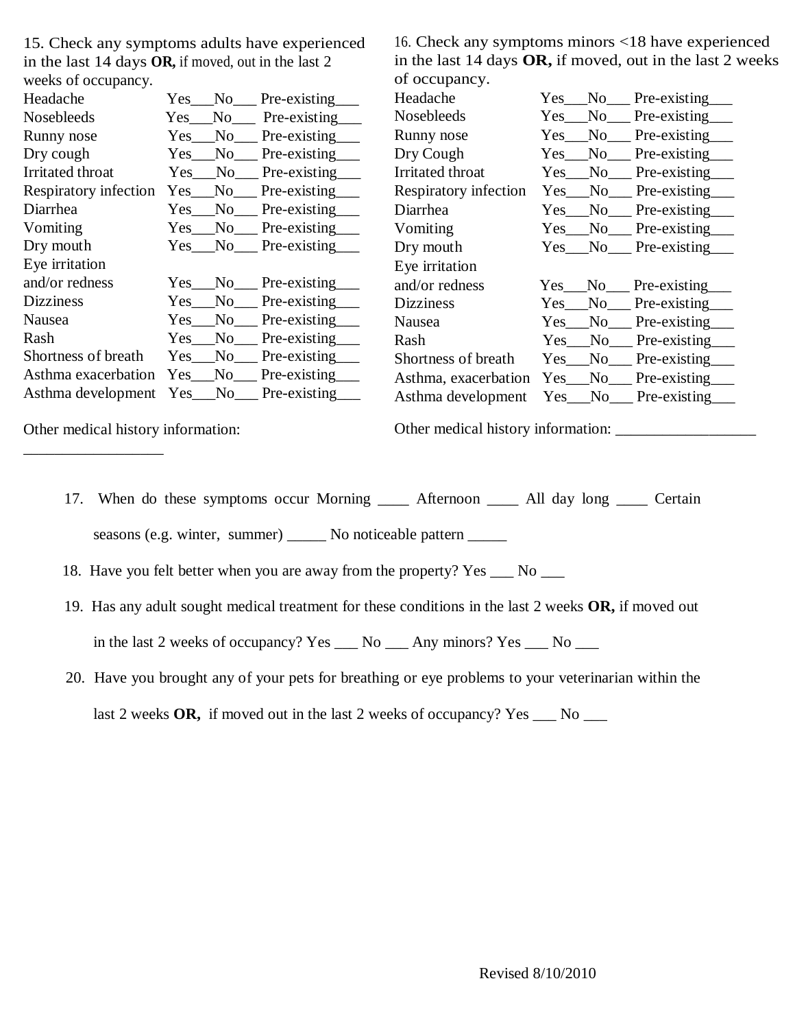15. Check any symptoms adults have experienced in the last 14 days **OR,** if moved, out in the last 2 weeks of occupancy.

| Symptom | | | |
|---|---|---|---|
| Headache | Yes___ | No___ | Pre-existing___ |
| Nosebleeds | Yes___ | No___ | Pre-existing___ |
| Runny nose | Yes___ | No___ | Pre-existing___ |
| Dry cough | Yes___ | No___ | Pre-existing___ |
| Irritated throat | Yes___ | No___ | Pre-existing___ |
| Respiratory infection | Yes___ | No___ | Pre-existing___ |
| Diarrhea | Yes___ | No___ | Pre-existing___ |
| Vomiting | Yes___ | No___ | Pre-existing___ |
| Dry mouth | Yes___ | No___ | Pre-existing___ |
| Eye irritation and/or redness | Yes___ | No___ | Pre-existing___ |
| Dizziness | Yes___ | No___ | Pre-existing___ |
| Nausea | Yes___ | No___ | Pre-existing___ |
| Rash | Yes___ | No___ | Pre-existing___ |
| Shortness of breath | Yes___ | No___ | Pre-existing___ |
| Asthma exacerbation | Yes___ | No___ | Pre-existing___ |
| Asthma development | Yes___ | No___ | Pre-existing___ |

Other medical history information: __________________

16. Check any symptoms minors <18 have experienced in the last 14 days **OR,** if moved, out in the last 2 weeks of occupancy.

| Symptom | | | |
|---|---|---|---|
| Headache | Yes___ | No___ | Pre-existing___ |
| Nosebleeds | Yes___ | No___ | Pre-existing___ |
| Runny nose | Yes___ | No___ | Pre-existing___ |
| Dry Cough | Yes___ | No___ | Pre-existing___ |
| Irritated throat | Yes___ | No___ | Pre-existing___ |
| Respiratory infection | Yes___ | No___ | Pre-existing___ |
| Diarrhea | Yes___ | No___ | Pre-existing___ |
| Vomiting | Yes___ | No___ | Pre-existing___ |
| Dry mouth | Yes___ | No___ | Pre-existing___ |
| Eye irritation and/or redness | Yes___ | No___ | Pre-existing___ |
| Dizziness | Yes___ | No___ | Pre-existing___ |
| Nausea | Yes___ | No___ | Pre-existing___ |
| Rash | Yes___ | No___ | Pre-existing___ |
| Shortness of breath | Yes___ | No___ | Pre-existing___ |
| Asthma, exacerbation | Yes___ | No___ | Pre-existing___ |
| Asthma development | Yes___ | No___ | Pre-existing___ |

Other medical history information: __________________

17. When do these symptoms occur Morning ____ Afternoon ____ All day long ____ Certain seasons (e.g. winter, summer) _____ No noticeable pattern _____

18. Have you felt better when you are away from the property? Yes ___ No ___

19. Has any adult sought medical treatment for these conditions in the last 2 weeks **OR,** if moved out in the last 2 weeks of occupancy? Yes ___ No ___ Any minors? Yes ___ No ___

20. Have you brought any of your pets for breathing or eye problems to your veterinarian within the last 2 weeks **OR,** if moved out in the last 2 weeks of occupancy? Yes ___ No ___

Revised 8/10/2010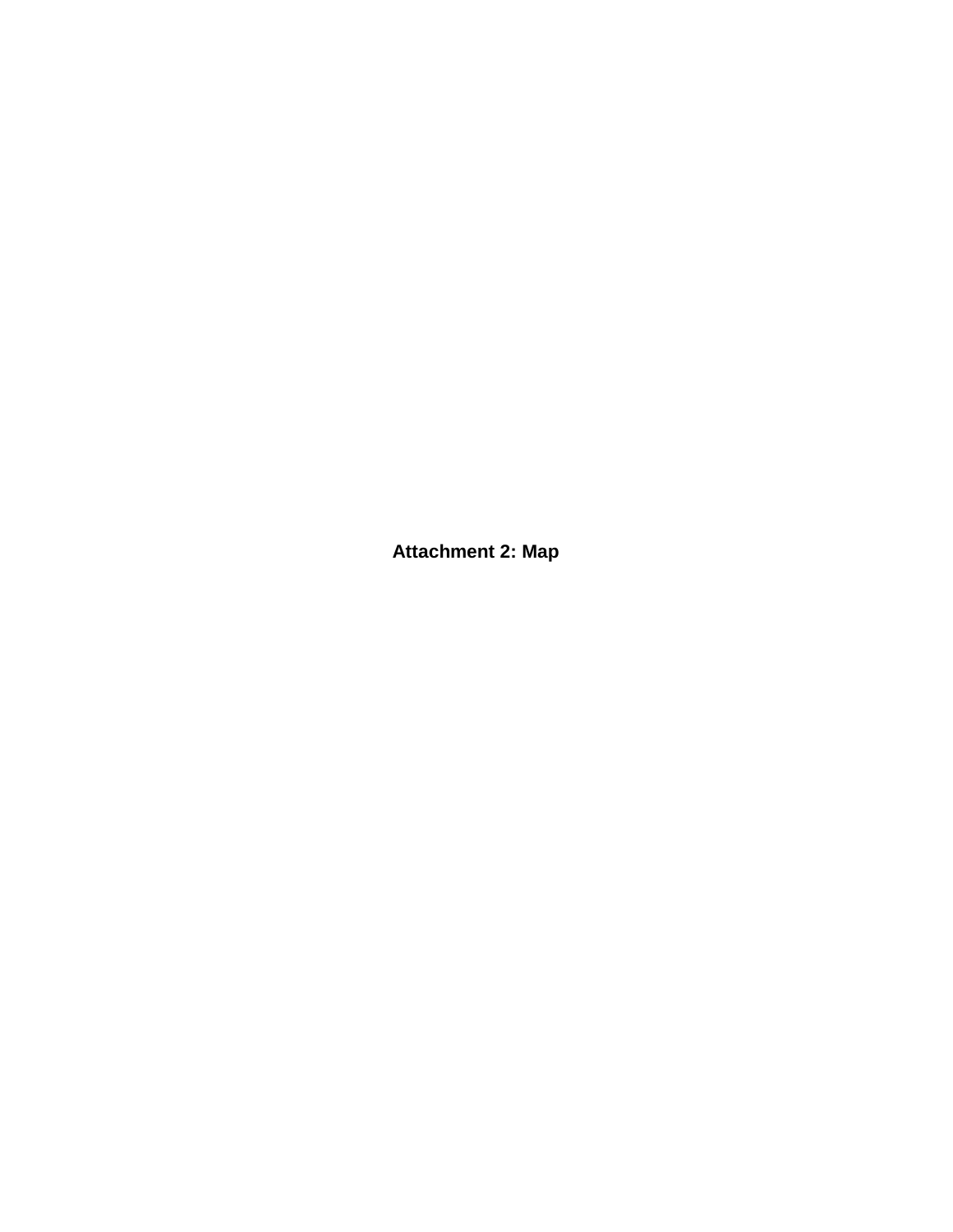**Attachment 2: Map**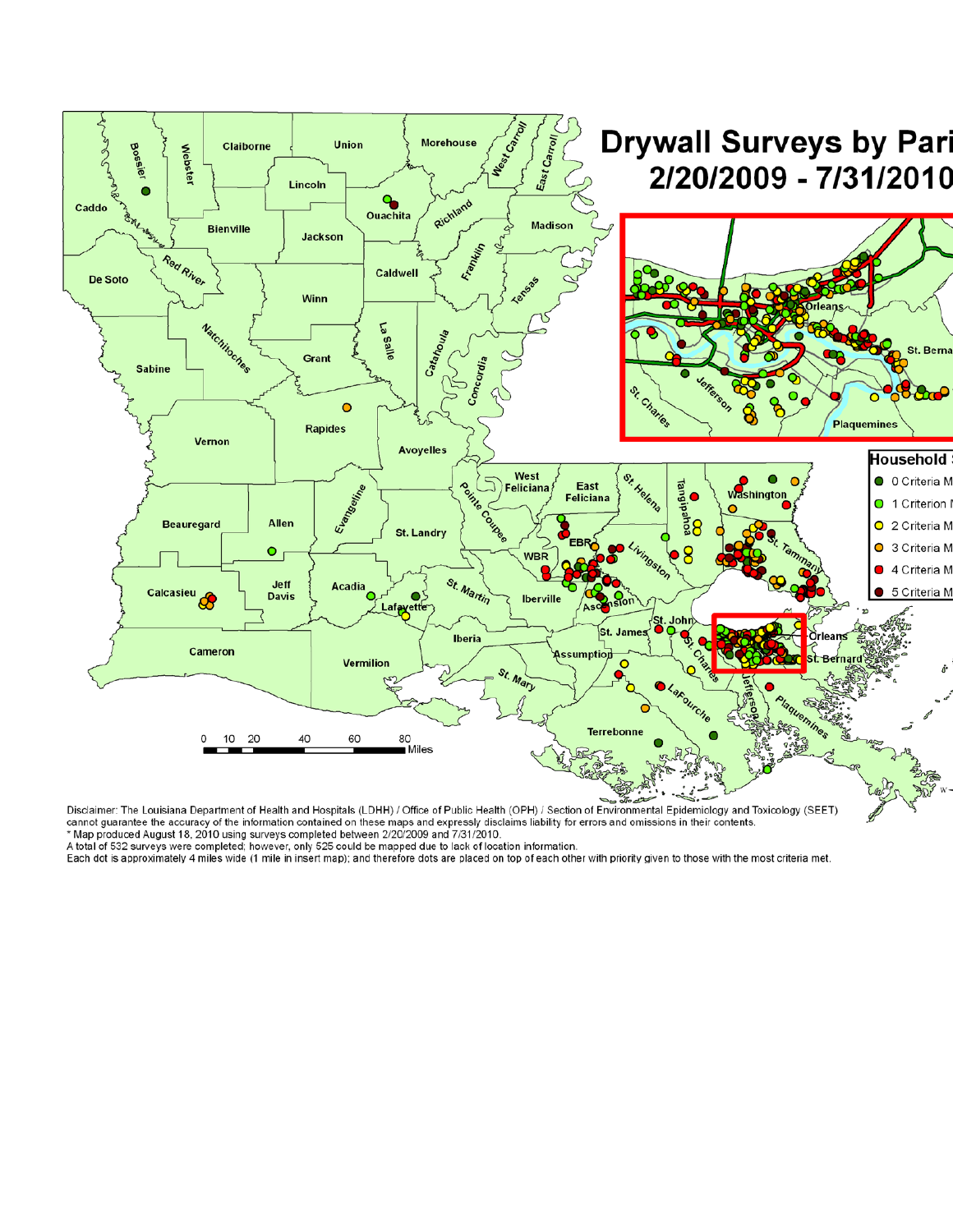# Drywall Surveys by Pari
# 2/20/2009 - 7/31/2010

Household

0 Criteria M

1 Criterion M

2 Criteria M

3 Criteria M

4 Criteria M

5 Criteria M

0 10 20 40 60 80 Miles

Disclaimer: The Louisiana Department of Health and Hospitals (LDHH) / Office of Public Health (OPH) / Section of Environmental Epidemiology and Toxicology (SEET) cannot guarantee the accuracy of the information contained on these maps and expressly disclaims liability for errors and omissions in their contents.
* Map produced August 18, 2010 using surveys completed between 2/20/2009 and 7/31/2010.
A total of 532 surveys were completed; however, only 525 could be mapped due to lack of location information.
Each dot is approximately 4 miles wide (1 mile in insert map); and therefore dots are placed on top of each other with priority given to those with the most criteria met.